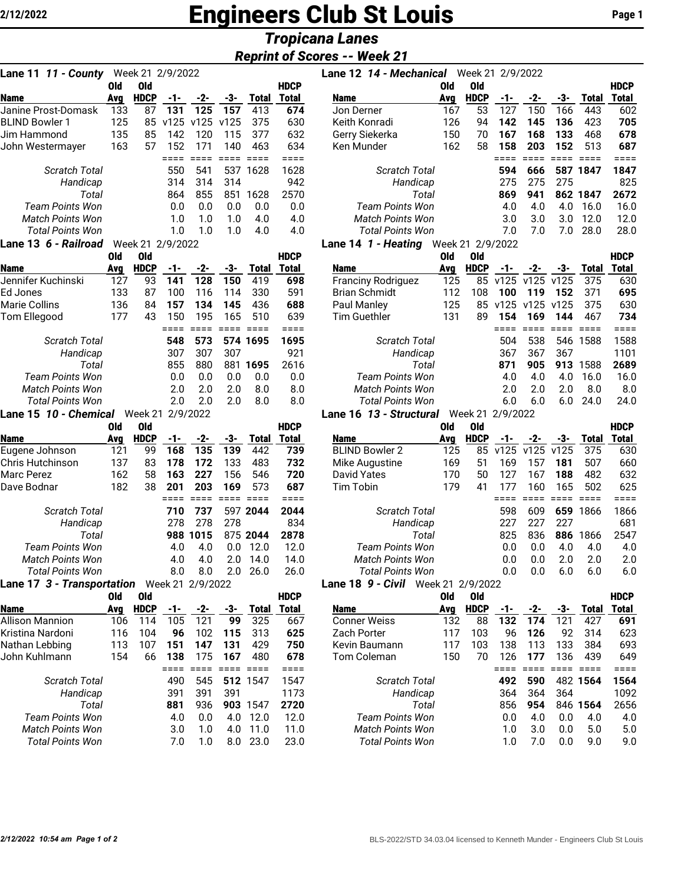# Engineers Club St Louis

## *Tropicana Lanes*

### *Reprint of Scores -- Week 21*

**Lane 11** ***11 - County*** Week 21 2/9/2022

| Name | Old Avg | HDCP | -1- | -2- | -3- | Total | HDCP Total |
|---|---|---|---|---|---|---|---|
| Janine Prost-Domask | 133 | 87 | **131** | **125** | **157** | 413 | **674** |
| BLIND Bowler 1 | 125 | 85 | v125 | v125 | v125 | 375 | 630 |
| Jim Hammond | 135 | 85 | 142 | 120 | 115 | 377 | 632 |
| John Westermayer | 163 | 57 | 152 | 171 | 140 | 463 | 634 |
| | | | ==== | ==== | ==== | ==== | ==== |
| *Scratch Total* | | | 550 | 541 | 537 | 1628 | 1628 |
| *Handicap* | | | 314 | 314 | 314 | | 942 |
| *Total* | | | 864 | 855 | 851 | 1628 | 2570 |
| *Team Points Won* | | | 0.0 | 0.0 | 0.0 | 0.0 | 0.0 |
| *Match Points Won* | | | 1.0 | 1.0 | 1.0 | 4.0 | 4.0 |
| *Total Points Won* | | | 1.0 | 1.0 | 1.0 | 4.0 | 4.0 |

**Lane 12** ***14 - Mechanical*** Week 21 2/9/2022

| Name | Old Avg | HDCP | -1- | -2- | -3- | Total | HDCP Total |
|---|---|---|---|---|---|---|---|
| Jon Derner | 167 | 53 | 127 | 150 | 166 | 443 | 602 |
| Keith Konradi | 126 | 94 | **142** | **145** | **136** | 423 | **705** |
| Gerry Siekerka | 150 | 70 | **167** | **168** | 133 | 468 | **678** |
| Ken Munder | 162 | 58 | **158** | **203** | **152** | 513 | **687** |
| | | | ==== | ==== | ==== | ==== | ==== |
| *Scratch Total* | | | **594** | **666** | 587 | **1847** | **1847** |
| *Handicap* | | | 275 | 275 | 275 | | 825 |
| *Total* | | | **869** | **941** | 862 | **1847** | **2672** |
| *Team Points Won* | | | 4.0 | 4.0 | 4.0 | 16.0 | 16.0 |
| *Match Points Won* | | | 3.0 | 3.0 | 3.0 | 12.0 | 12.0 |
| *Total Points Won* | | | 7.0 | 7.0 | 7.0 | 28.0 | 28.0 |

**Lane 13** ***6 - Railroad*** Week 21 2/9/2022

| Name | Old Avg | Old HDCP | -1- | -2- | -3- | Total | HDCP Total |
|---|---|---|---|---|---|---|---|
| Jennifer Kuchinski | 127 | 93 | **141** | **128** | **150** | 419 | **698** |
| Ed Jones | 133 | 87 | 100 | 116 | 114 | 330 | 591 |
| Marie Collins | 136 | 84 | **157** | **134** | **145** | 436 | **688** |
| Tom Ellegood | 177 | 43 | 150 | 195 | 165 | 510 | 639 |
| | | | ==== | ==== | ==== | ==== | ==== |
| *Scratch Total* | | | **548** | **573** | 574 | **1695** | **1695** |
| *Handicap* | | | 307 | 307 | 307 | | 921 |
| *Total* | | | 855 | 880 | 881 | **1695** | 2616 |
| *Team Points Won* | | | 0.0 | 0.0 | 0.0 | 0.0 | 0.0 |
| *Match Points Won* | | | 2.0 | 2.0 | 2.0 | 8.0 | 8.0 |
| *Total Points Won* | | | 2.0 | 2.0 | 2.0 | 8.0 | 8.0 |

**Lane 14** ***1 - Heating*** Week 21 2/9/2022

| Name | Old Avg | Old HDCP | -1- | -2- | -3- | Total | HDCP Total |
|---|---|---|---|---|---|---|---|
| Franciny Rodriguez | 125 | 85 | v125 | v125 | v125 | 375 | 630 |
| Brian Schmidt | 112 | 108 | 100 | **119** | **152** | 371 | **695** |
| Paul Manley | 125 | 85 | v125 | v125 | v125 | 375 | 630 |
| Tim Guethler | 131 | 89 | **154** | **169** | **144** | 467 | **734** |
| | | | ==== | ==== | ==== | ==== | ==== |
| *Scratch Total* | | | 504 | 538 | 546 | 1588 | 1588 |
| *Handicap* | | | 367 | 367 | 367 | | 1101 |
| *Total* | | | **871** | **905** | **913** | 1588 | **2689** |
| *Team Points Won* | | | 4.0 | 4.0 | 4.0 | 16.0 | 16.0 |
| *Match Points Won* | | | 2.0 | 2.0 | 2.0 | 8.0 | 8.0 |
| *Total Points Won* | | | 6.0 | 6.0 | 6.0 | 24.0 | 24.0 |

**Lane 15** ***10 - Chemical*** Week 21 2/9/2022

| Name | Old Avg | Old HDCP | -1- | -2- | -3- | Total | HDCP Total |
|---|---|---|---|---|---|---|---|
| Eugene Johnson | 121 | 99 | **168** | **135** | **139** | 442 | **739** |
| Chris Hutchinson | 137 | 83 | **178** | **172** | 133 | 483 | **732** |
| Marc Perez | 162 | 58 | **163** | **227** | 156 | 546 | **720** |
| Dave Bodnar | 182 | 38 | **201** | **203** | 169 | 573 | **687** |
| | | | ==== | ==== | ==== | ==== | ==== |
| *Scratch Total* | | | **710** | **737** | 597 | **2044** | **2044** |
| *Handicap* | | | 278 | 278 | 278 | | 834 |
| *Total* | | | **988** | **1015** | 875 | **2044** | **2878** |
| *Team Points Won* | | | 4.0 | 4.0 | 0.0 | 12.0 | 12.0 |
| *Match Points Won* | | | 4.0 | 4.0 | 2.0 | 14.0 | 14.0 |
| *Total Points Won* | | | 8.0 | 8.0 | 2.0 | 26.0 | 26.0 |

**Lane 16** ***13 - Structural*** Week 21 2/9/2022

| Name | Old Avg | Old HDCP | -1- | -2- | -3- | Total | HDCP Total |
|---|---|---|---|---|---|---|---|
| BLIND Bowler 2 | 125 | 85 | v125 | v125 | v125 | 375 | 630 |
| Mike Augustine | 169 | 51 | 169 | 157 | **181** | 507 | 660 |
| David Yates | 170 | 50 | 127 | 167 | **188** | 482 | 632 |
| Tim Tobin | 179 | 41 | 177 | 160 | 165 | 502 | 625 |
| | | | ==== | ==== | ==== | ==== | ==== |
| *Scratch Total* | | | 598 | 609 | **659** | 1866 | 1866 |
| *Handicap* | | | 227 | 227 | 227 | | 681 |
| *Total* | | | 825 | 836 | **886** | 1866 | 2547 |
| *Team Points Won* | | | 0.0 | 0.0 | 4.0 | 4.0 | 4.0 |
| *Match Points Won* | | | 0.0 | 0.0 | 2.0 | 2.0 | 2.0 |
| *Total Points Won* | | | 0.0 | 0.0 | 6.0 | 6.0 | 6.0 |

**Lane 17** ***3 - Transportation*** Week 21 2/9/2022

| Name | Old Avg | Old HDCP | -1- | -2- | -3- | Total | HDCP Total |
|---|---|---|---|---|---|---|---|
| Allison Mannion | 106 | 114 | 105 | 121 | **99** | 325 | 667 |
| Kristina Nardoni | 116 | 104 | **96** | 102 | **115** | 313 | 625 |
| Nathan Lebbing | 113 | 107 | **151** | **147** | **131** | 429 | **750** |
| John Kuhlmann | 154 | 66 | **138** | 175 | **167** | 480 | **678** |
| | | | ==== | ==== | ==== | ==== | ==== |
| *Scratch Total* | | | 490 | 545 | **512** | 1547 | 1547 |
| *Handicap* | | | 391 | 391 | 391 | | 1173 |
| *Total* | | | **881** | 936 | **903** | 1547 | **2720** |
| *Team Points Won* | | | 4.0 | 0.0 | 4.0 | 12.0 | 12.0 |
| *Match Points Won* | | | 3.0 | 1.0 | 4.0 | 11.0 | 11.0 |
| *Total Points Won* | | | 7.0 | 1.0 | 8.0 | 23.0 | 23.0 |

**Lane 18** ***9 - Civil*** Week 21 2/9/2022

| Name | Old Avg | Old HDCP | -1- | -2- | -3- | Total | HDCP Total |
|---|---|---|---|---|---|---|---|
| Conner Weiss | 132 | 88 | **132** | **174** | 121 | 427 | **691** |
| Zach Porter | 117 | 103 | 96 | **126** | 92 | 314 | 623 |
| Kevin Baumann | 117 | 103 | 138 | 113 | 133 | 384 | 693 |
| Tom Coleman | 150 | 70 | 126 | **177** | 136 | 439 | 649 |
| | | | ==== | ==== | ==== | ==== | ==== |
| *Scratch Total* | | | **492** | **590** | 482 | **1564** | **1564** |
| *Handicap* | | | 364 | 364 | 364 | | 1092 |
| *Total* | | | 856 | **954** | 846 | **1564** | 2656 |
| *Team Points Won* | | | 0.0 | 4.0 | 0.0 | 4.0 | 4.0 |
| *Match Points Won* | | | 1.0 | 3.0 | 0.0 | 5.0 | 5.0 |
| *Total Points Won* | | | 1.0 | 7.0 | 0.0 | 9.0 | 9.0 |

BLS-2022/STD 34.03.04 licensed to Kenneth Munder - Engineers Club St Louis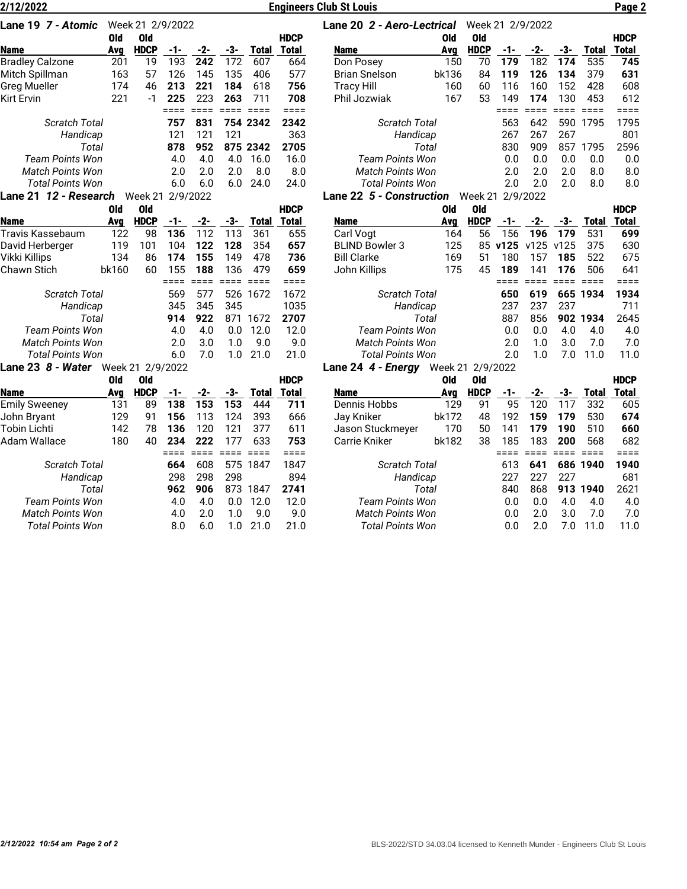## Lane 19 *7 - Atomic* Week 21 2/9/2022

| Name | Old Avg | Old HDCP | -1- | -2- | -3- | Total | HDCP Total |
|---|---|---|---|---|---|---|---|
| Bradley Calzone | 201 | 19 | 193 | **242** | 172 | 607 | 664 |
| Mitch Spillman | 163 | 57 | 126 | 145 | 135 | 406 | 577 |
| Greg Mueller | 174 | 46 | **213** | **221** | **184** | 618 | **756** |
| Kirt Ervin | 221 | -1 | **225** | 223 | **263** | 711 | 708 |
| | | | ==== | ==== | ==== | ==== | ==== |
| *Scratch Total* | | | **757** | **831** | 754 | **2342** | 2342 |
| *Handicap* | | | 121 | 121 | 121 | | 363 |
| *Total* | | | **878** | **952** | 875 | **2342** | **2705** |
| *Team Points Won* | | | 4.0 | 4.0 | 4.0 | 16.0 | 16.0 |
| *Match Points Won* | | | 2.0 | 2.0 | 2.0 | 8.0 | 8.0 |
| *Total Points Won* | | | 6.0 | 6.0 | 6.0 | 24.0 | 24.0 |

## Lane 20 *2 - Aero-Lectrical* Week 21 2/9/2022

| Name | Old Avg | Old HDCP | -1- | -2- | -3- | Total | HDCP Total |
|---|---|---|---|---|---|---|---|
| Don Posey | 150 | 70 | **179** | 182 | **174** | 535 | **745** |
| Brian Snelson | bk136 | 84 | **119** | **126** | **134** | 379 | **631** |
| Tracy Hill | 160 | 60 | 116 | 160 | 152 | 428 | 608 |
| Phil Jozwiak | 167 | 53 | 149 | **174** | 130 | 453 | 612 |
| | | | ==== | ==== | ==== | ==== | ==== |
| *Scratch Total* | | | 563 | 642 | 590 | 1795 | 1795 |
| *Handicap* | | | 267 | 267 | 267 | | 801 |
| *Total* | | | 830 | 909 | 857 | 1795 | 2596 |
| *Team Points Won* | | | 0.0 | 0.0 | 0.0 | 0.0 | 0.0 |
| *Match Points Won* | | | 2.0 | 2.0 | 2.0 | 8.0 | 8.0 |
| *Total Points Won* | | | 2.0 | 2.0 | 2.0 | 8.0 | 8.0 |

## Lane 21 *12 - Research* Week 21 2/9/2022

| Name | Old Avg | Old HDCP | -1- | -2- | -3- | Total | HDCP Total |
|---|---|---|---|---|---|---|---|
| Travis Kassebaum | 122 | 98 | **136** | 112 | 113 | 361 | 655 |
| David Herberger | 119 | 101 | 104 | **122** | **128** | 354 | **657** |
| Vikki Killips | 134 | 86 | **174** | **155** | 149 | 478 | **736** |
| Chawn Stich | bk160 | 60 | 155 | **188** | 136 | 479 | **659** |
| | | | ==== | ==== | ==== | ==== | ==== |
| *Scratch Total* | | | 569 | 577 | 526 | 1672 | 1672 |
| *Handicap* | | | 345 | 345 | 345 | | 1035 |
| *Total* | | | **914** | **922** | 871 | 1672 | **2707** |
| *Team Points Won* | | | 4.0 | 4.0 | 0.0 | 12.0 | 12.0 |
| *Match Points Won* | | | 2.0 | 3.0 | 1.0 | 9.0 | 9.0 |
| *Total Points Won* | | | 6.0 | 7.0 | 1.0 | 21.0 | 21.0 |

## Lane 22 *5 - Construction* Week 21 2/9/2022

| Name | Old Avg | Old HDCP | -1- | -2- | -3- | Total | HDCP Total |
|---|---|---|---|---|---|---|---|
| Carl Vogt | 164 | 56 | 156 | **196** | **179** | 531 | **699** |
| BLIND Bowler 3 | 125 | 85 | **v125** | v125 | v125 | 375 | 630 |
| Bill Clarke | 169 | 51 | 180 | 157 | **185** | 522 | 675 |
| John Killips | 175 | 45 | **189** | 141 | **176** | 506 | 641 |
| | | | ==== | ==== | ==== | ==== | ==== |
| *Scratch Total* | | | **650** | 619 | **665** | **1934** | **1934** |
| *Handicap* | | | 237 | 237 | 237 | | 711 |
| *Total* | | | 887 | 856 | **902** | **1934** | 2645 |
| *Team Points Won* | | | 0.0 | 0.0 | 4.0 | 4.0 | 4.0 |
| *Match Points Won* | | | 2.0 | 1.0 | 3.0 | 7.0 | 7.0 |
| *Total Points Won* | | | 2.0 | 1.0 | 7.0 | 11.0 | 11.0 |

## Lane 23 *8 - Water* Week 21 2/9/2022

| Name | Old Avg | Old HDCP | -1- | -2- | -3- | Total | HDCP Total |
|---|---|---|---|---|---|---|---|
| Emily Sweeney | 131 | 89 | **138** | **153** | **153** | 444 | **711** |
| John Bryant | 129 | 91 | **156** | 113 | 124 | 393 | 666 |
| Tobin Lichti | 142 | 78 | 136 | 120 | 121 | 377 | 611 |
| Adam Wallace | 180 | 40 | **234** | **222** | 177 | 633 | **753** |
| | | | ==== | ==== | ==== | ==== | ==== |
| *Scratch Total* | | | **664** | 608 | 575 | 1847 | 1847 |
| *Handicap* | | | 298 | 298 | 298 | | 894 |
| *Total* | | | **962** | **906** | 873 | 1847 | **2741** |
| *Team Points Won* | | | 4.0 | 4.0 | 0.0 | 12.0 | 12.0 |
| *Match Points Won* | | | 4.0 | 2.0 | 1.0 | 9.0 | 9.0 |
| *Total Points Won* | | | 8.0 | 6.0 | 1.0 | 21.0 | 21.0 |

## Lane 24 *4 - Energy* Week 21 2/9/2022

| Name | Old Avg | Old HDCP | -1- | -2- | -3- | Total | HDCP Total |
|---|---|---|---|---|---|---|---|
| Dennis Hobbs | 129 | 91 | 95 | 120 | 117 | 332 | 605 |
| Jay Kniker | bk172 | 48 | 192 | **159** | **179** | 530 | **674** |
| Jason Stuckmeyer | 170 | 50 | 141 | **179** | **190** | 510 | 660 |
| Carrie Kniker | bk182 | 38 | 185 | 183 | **200** | 568 | 682 |
| | | | ==== | ==== | ==== | ==== | ==== |
| *Scratch Total* | | | 613 | **641** | **686** | **1940** | **1940** |
| *Handicap* | | | 227 | 227 | 227 | | 681 |
| *Total* | | | 840 | 868 | **913** | **1940** | 2621 |
| *Team Points Won* | | | 0.0 | 0.0 | 4.0 | 4.0 | 4.0 |
| *Match Points Won* | | | 0.0 | 2.0 | 3.0 | 7.0 | 7.0 |
| *Total Points Won* | | | 0.0 | 2.0 | 7.0 | 11.0 | 11.0 |